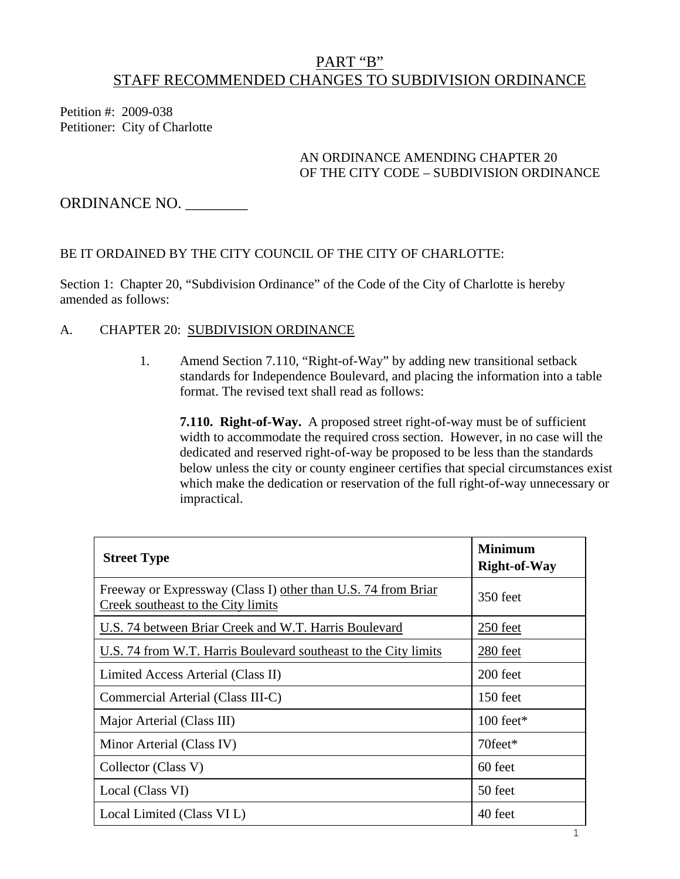# PART "B"
# STAFF RECOMMENDED CHANGES TO SUBDIVISION ORDINANCE

Petition #: 2009-038
Petitioner: City of Charlotte

AN ORDINANCE AMENDING CHAPTER 20
OF THE CITY CODE – SUBDIVISION ORDINANCE

ORDINANCE NO. ________

BE IT ORDAINED BY THE CITY COUNCIL OF THE CITY OF CHARLOTTE:

Section 1: Chapter 20, "Subdivision Ordinance" of the Code of the City of Charlotte is hereby amended as follows:

A. CHAPTER 20: <u>SUBDIVISION ORDINANCE</u>

1. Amend Section 7.110, "Right-of-Way" by adding new transitional setback standards for Independence Boulevard, and placing the information into a table format. The revised text shall read as follows:

**7.110. Right-of-Way.** A proposed street right-of-way must be of sufficient width to accommodate the required cross section. However, in no case will the dedicated and reserved right-of-way be proposed to be less than the standards below unless the city or county engineer certifies that special circumstances exist which make the dedication or reservation of the full right-of-way unnecessary or impractical.

| Street Type | Minimum Right-of-Way |
|---|---|
| Freeway or Expressway (Class I) <u>other than U.S. 74 from Briar Creek southeast to the City limits</u> | 350 feet |
| <u>U.S. 74 between Briar Creek and W.T. Harris Boulevard</u> | <u>250 feet</u> |
| <u>U.S. 74 from W.T. Harris Boulevard southeast to the City limits</u> | <u>280 feet</u> |
| Limited Access Arterial (Class II) | 200 feet |
| Commercial Arterial (Class III-C) | 150 feet |
| Major Arterial (Class III) | 100 feet* |
| Minor Arterial (Class IV) | 70feet* |
| Collector (Class V) | 60 feet |
| Local (Class VI) | 50 feet |
| Local Limited (Class VI L) | 40 feet |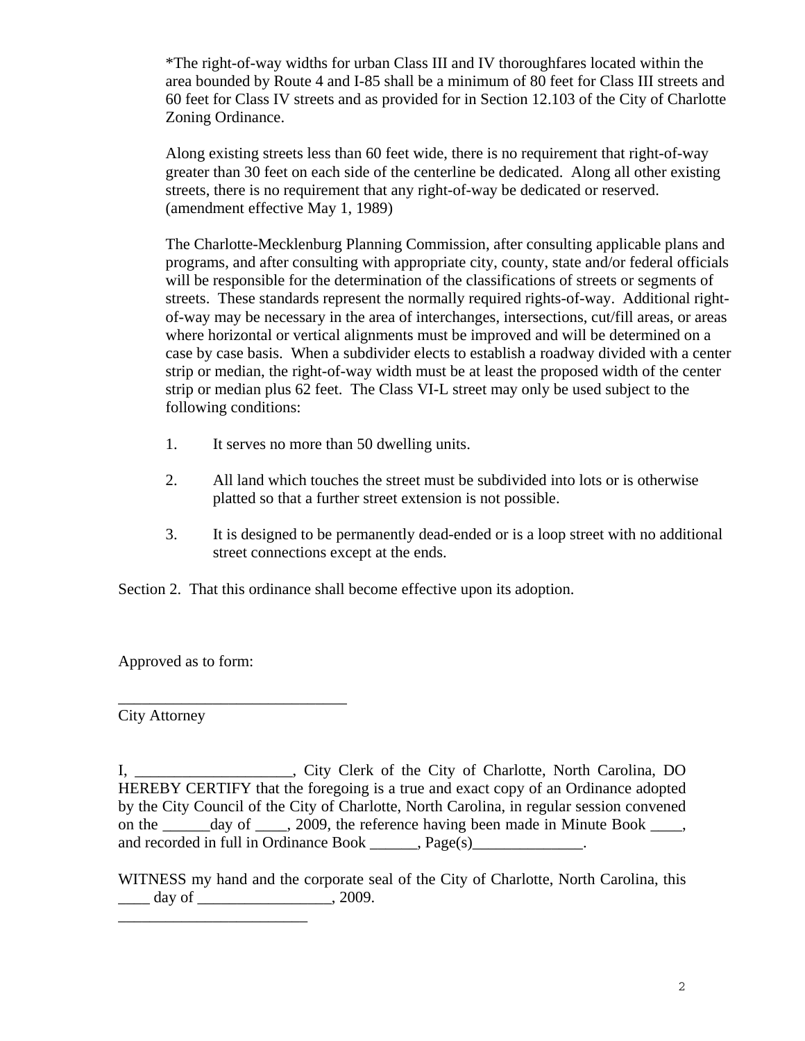*The right-of-way widths for urban Class III and IV thoroughfares located within the area bounded by Route 4 and I-85 shall be a minimum of 80 feet for Class III streets and 60 feet for Class IV streets and as provided for in Section 12.103 of the City of Charlotte Zoning Ordinance.

Along existing streets less than 60 feet wide, there is no requirement that right-of-way greater than 30 feet on each side of the centerline be dedicated. Along all other existing streets, there is no requirement that any right-of-way be dedicated or reserved. (amendment effective May 1, 1989)

The Charlotte-Mecklenburg Planning Commission, after consulting applicable plans and programs, and after consulting with appropriate city, county, state and/or federal officials will be responsible for the determination of the classifications of streets or segments of streets. These standards represent the normally required rights-of-way. Additional right-of-way may be necessary in the area of interchanges, intersections, cut/fill areas, or areas where horizontal or vertical alignments must be improved and will be determined on a case by case basis. When a subdivider elects to establish a roadway divided with a center strip or median, the right-of-way width must be at least the proposed width of the center strip or median plus 62 feet. The Class VI-L street may only be used subject to the following conditions:

1. It serves no more than 50 dwelling units.
2. All land which touches the street must be subdivided into lots or is otherwise platted so that a further street extension is not possible.
3. It is designed to be permanently dead-ended or is a loop street with no additional street connections except at the ends.

Section 2. That this ordinance shall become effective upon its adoption.

Approved as to form:

______________________________
City Attorney

I, ____________________, City Clerk of the City of Charlotte, North Carolina, DO HEREBY CERTIFY that the foregoing is a true and exact copy of an Ordinance adopted by the City Council of the City of Charlotte, North Carolina, in regular session convened on the ______day of ____, 2009, the reference having been made in Minute Book ____, and recorded in full in Ordinance Book ______, Page(s)______________.

WITNESS my hand and the corporate seal of the City of Charlotte, North Carolina, this ____ day of _________________, 2009.

_________________________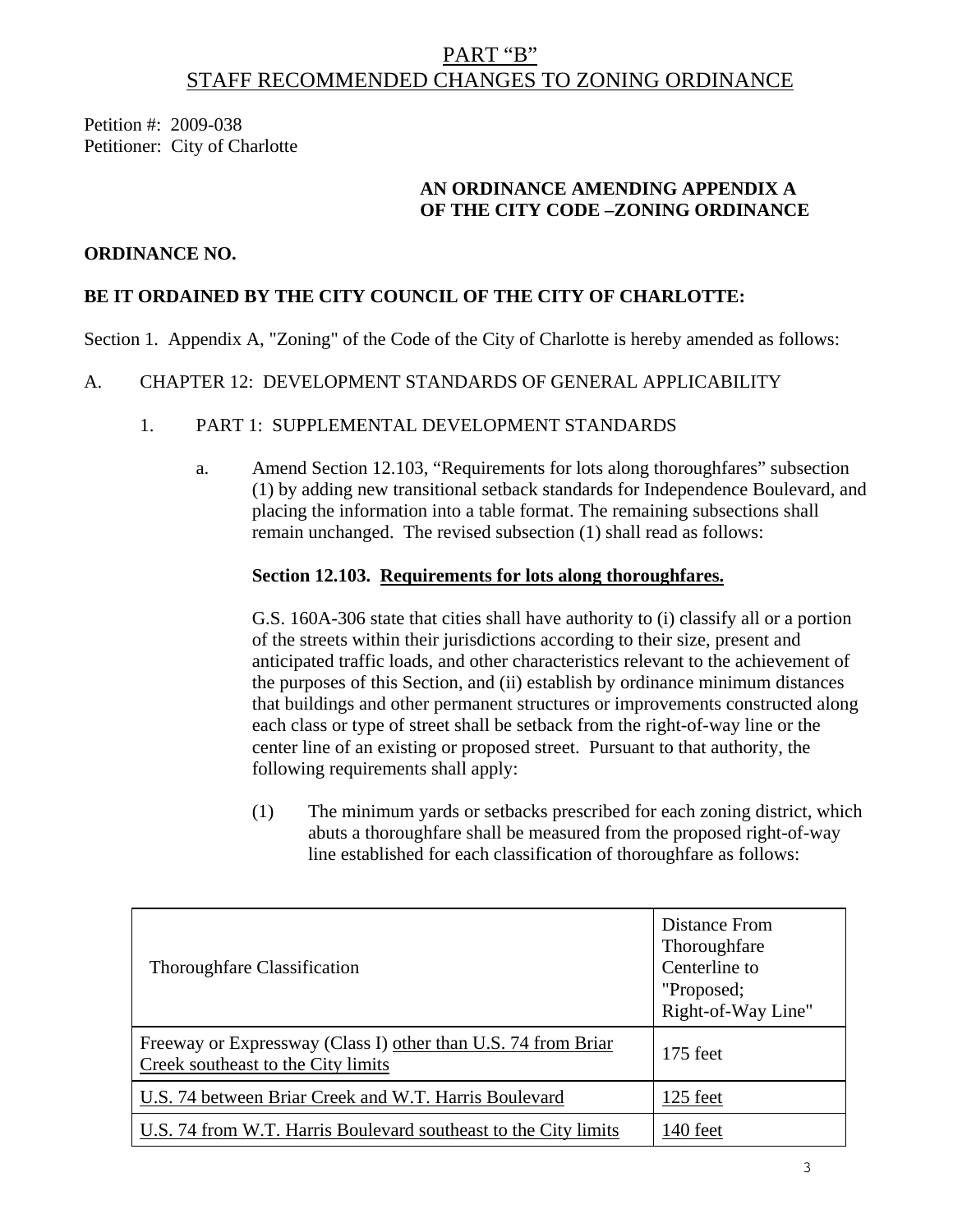# PART "B"
# STAFF RECOMMENDED CHANGES TO ZONING ORDINANCE

Petition #: 2009-038
Petitioner: City of Charlotte

**AN ORDINANCE AMENDING APPENDIX A OF THE CITY CODE –ZONING ORDINANCE**

**ORDINANCE NO.**

**BE IT ORDAINED BY THE CITY COUNCIL OF THE CITY OF CHARLOTTE:**

Section 1. Appendix A, "Zoning" of the Code of the City of Charlotte is hereby amended as follows:

A. CHAPTER 12: DEVELOPMENT STANDARDS OF GENERAL APPLICABILITY

1. PART 1: SUPPLEMENTAL DEVELOPMENT STANDARDS

a. Amend Section 12.103, "Requirements for lots along thoroughfares" subsection (1) by adding new transitional setback standards for Independence Boulevard, and placing the information into a table format. The remaining subsections shall remain unchanged. The revised subsection (1) shall read as follows:

**Section 12.103. <u>Requirements for lots along thoroughfares.</u>**

G.S. 160A-306 state that cities shall have authority to (i) classify all or a portion of the streets within their jurisdictions according to their size, present and anticipated traffic loads, and other characteristics relevant to the achievement of the purposes of this Section, and (ii) establish by ordinance minimum distances that buildings and other permanent structures or improvements constructed along each class or type of street shall be setback from the right-of-way line or the center line of an existing or proposed street. Pursuant to that authority, the following requirements shall apply:

(1) The minimum yards or setbacks prescribed for each zoning district, which abuts a thoroughfare shall be measured from the proposed right-of-way line established for each classification of thoroughfare as follows:

| Thoroughfare Classification | Distance From Thoroughfare Centerline to "Proposed; Right-of-Way Line" |
|---|---|
| Freeway or Expressway (Class I) <u>other than U.S. 74 from Briar Creek southeast to the City limits</u> | 175 feet |
| <u>U.S. 74 between Briar Creek and W.T. Harris Boulevard</u> | <u>125 feet</u> |
| <u>U.S. 74 from W.T. Harris Boulevard southeast to the City limits</u> | <u>140 feet</u> |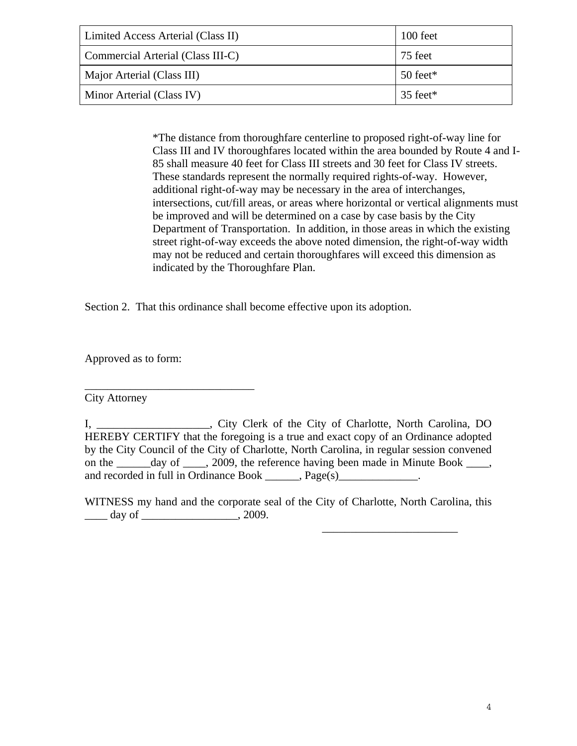| | |
|---|---|
| Limited Access Arterial (Class II) | 100 feet |
| Commercial Arterial (Class III-C) | 75 feet |
| Major Arterial (Class III) | 50 feet* |
| Minor Arterial (Class IV) | 35 feet* |

*The distance from thoroughfare centerline to proposed right-of-way line for Class III and IV thoroughfares located within the area bounded by Route 4 and I-85 shall measure 40 feet for Class III streets and 30 feet for Class IV streets. These standards represent the normally required rights-of-way. However, additional right-of-way may be necessary in the area of interchanges, intersections, cut/fill areas, or areas where horizontal or vertical alignments must be improved and will be determined on a case by case basis by the City Department of Transportation. In addition, in those areas in which the existing street right-of-way exceeds the above noted dimension, the right-of-way width may not be reduced and certain thoroughfares will exceed this dimension as indicated by the Thoroughfare Plan.

Section 2. That this ordinance shall become effective upon its adoption.

Approved as to form:

______________________________
City Attorney

I, ____________________, City Clerk of the City of Charlotte, North Carolina, DO HEREBY CERTIFY that the foregoing is a true and exact copy of an Ordinance adopted by the City Council of the City of Charlotte, North Carolina, in regular session convened on the ______day of ____, 2009, the reference having been made in Minute Book ____, and recorded in full in Ordinance Book ______, Page(s)______________.

WITNESS my hand and the corporate seal of the City of Charlotte, North Carolina, this ____ day of _________________, 2009.

________________________